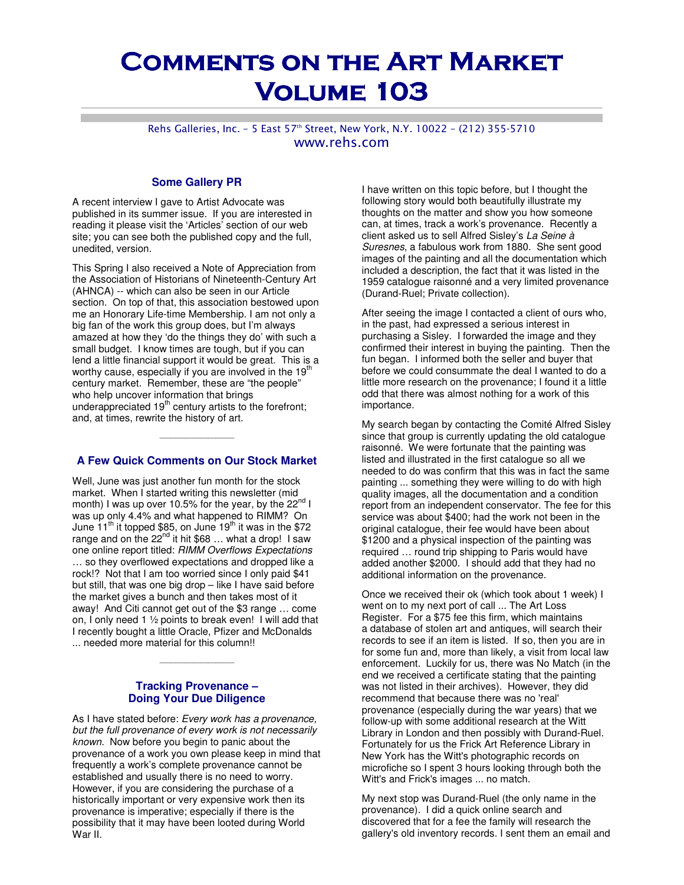# Comments on the Art Market Volume 103

Rehs Galleries, Inc. – 5 East 57th Street, New York, N.Y. 10022 – (212) 355-5710
www.rehs.com

## Some Gallery PR

A recent interview I gave to Artist Advocate was published in its summer issue. If you are interested in reading it please visit the 'Articles' section of our web site; you can see both the published copy and the full, unedited, version.

This Spring I also received a Note of Appreciation from the Association of Historians of Nineteenth-Century Art (AHNCA) -- which can also be seen in our Article section. On top of that, this association bestowed upon me an Honorary Life-time Membership. I am not only a big fan of the work this group does, but I'm always amazed at how they 'do the things they do' with such a small budget. I know times are tough, but if you can lend a little financial support it would be great. This is a worthy cause, especially if you are involved in the 19th century market. Remember, these are "the people" who help uncover information that brings underappreciated 19th century artists to the forefront; and, at times, rewrite the history of art.

---

## A Few Quick Comments on Our Stock Market

Well, June was just another fun month for the stock market. When I started writing this newsletter (mid month) I was up over 10.5% for the year, by the 22nd I was up only 4.4% and what happened to RIMM? On June 11th it topped $85, on June 19th it was in the $72 range and on the 22nd it hit $68 … what a drop! I saw one online report titled: *RIMM Overflows Expectations* … so they overflowed expectations and dropped like a rock!? Not that I am too worried since I only paid $41 but still, that was one big drop – like I have said before the market gives a bunch and then takes most of it away! And Citi cannot get out of the $3 range … come on, I only need 1 ½ points to break even! I will add that I recently bought a little Oracle, Pfizer and McDonalds ... needed more material for this column!!

---

## Tracking Provenance – Doing Your Due Diligence

As I have stated before: *Every work has a provenance, but the full provenance of every work is not necessarily known.* Now before you begin to panic about the provenance of a work you own please keep in mind that frequently a work's complete provenance cannot be established and usually there is no need to worry. However, if you are considering the purchase of a historically important or very expensive work then its provenance is imperative; especially if there is the possibility that it may have been looted during World War II.

I have written on this topic before, but I thought the following story would both beautifully illustrate my thoughts on the matter and show you how someone can, at times, track a work's provenance. Recently a client asked us to sell Alfred Sisley's *La Seine à Suresnes*, a fabulous work from 1880. She sent good images of the painting and all the documentation which included a description, the fact that it was listed in the 1959 catalogue raisonné and a very limited provenance (Durand-Ruel; Private collection).

After seeing the image I contacted a client of ours who, in the past, had expressed a serious interest in purchasing a Sisley. I forwarded the image and they confirmed their interest in buying the painting. Then the fun began. I informed both the seller and buyer that before we could consummate the deal I wanted to do a little more research on the provenance; I found it a little odd that there was almost nothing for a work of this importance.

My search began by contacting the Comité Alfred Sisley since that group is currently updating the old catalogue raisonné. We were fortunate that the painting was listed and illustrated in the first catalogue so all we needed to do was confirm that this was in fact the same painting ... something they were willing to do with high quality images, all the documentation and a condition report from an independent conservator. The fee for this service was about $400; had the work not been in the original catalogue, their fee would have been about $1200 and a physical inspection of the painting was required … round trip shipping to Paris would have added another $2000. I should add that they had no additional information on the provenance.

Once we received their ok (which took about 1 week) I went on to my next port of call ... The Art Loss Register. For a $75 fee this firm, which maintains a database of stolen art and antiques, will search their records to see if an item is listed. If so, then you are in for some fun and, more than likely, a visit from local law enforcement. Luckily for us, there was No Match (in the end we received a certificate stating that the painting was not listed in their archives). However, they did recommend that because there was no 'real' provenance (especially during the war years) that we follow-up with some additional research at the Witt Library in London and then possibly with Durand-Ruel. Fortunately for us the Frick Art Reference Library in New York has the Witt's photographic records on microfiche so I spent 3 hours looking through both the Witt's and Frick's images ... no match.

My next stop was Durand-Ruel (the only name in the provenance). I did a quick online search and discovered that for a fee the family will research the gallery's old inventory records. I sent them an email and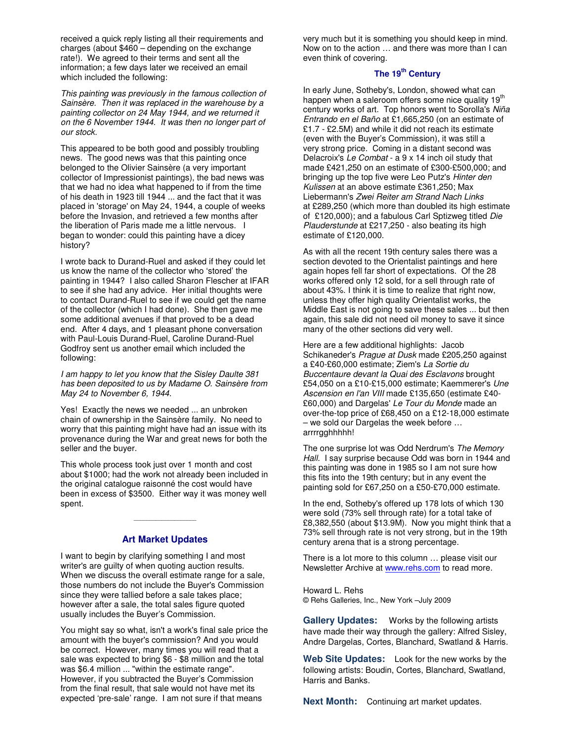received a quick reply listing all their requirements and charges (about $460 – depending on the exchange rate!). We agreed to their terms and sent all the information; a few days later we received an email which included the following:

*This painting was previously in the famous collection of Sainsère. Then it was replaced in the warehouse by a painting collector on 24 May 1944, and we returned it on the 6 November 1944. It was then no longer part of our stock.*

This appeared to be both good and possibly troubling news. The good news was that this painting once belonged to the Olivier Sainsère (a very important collector of Impressionist paintings), the bad news was that we had no idea what happened to if from the time of his death in 1923 till 1944 ... and the fact that it was placed in 'storage' on May 24, 1944, a couple of weeks before the Invasion, and retrieved a few months after the liberation of Paris made me a little nervous. I began to wonder: could this painting have a dicey history?

I wrote back to Durand-Ruel and asked if they could let us know the name of the collector who 'stored' the painting in 1944? I also called Sharon Flescher at IFAR to see if she had any advice. Her initial thoughts were to contact Durand-Ruel to see if we could get the name of the collector (which I had done). She then gave me some additional avenues if that proved to be a dead end. After 4 days, and 1 pleasant phone conversation with Paul-Louis Durand-Ruel, Caroline Durand-Ruel Godfroy sent us another email which included the following:

*I am happy to let you know that the Sisley Daulte 381 has been deposited to us by Madame O. Sainsère from May 24 to November 6, 1944.*

Yes! Exactly the news we needed ... an unbroken chain of ownership in the Sainsère family. No need to worry that this painting might have had an issue with its provenance during the War and great news for both the seller and the buyer.

This whole process took just over 1 month and cost about $1000; had the work not already been included in the original catalogue raisonné the cost would have been in excess of $3500. Either way it was money well spent.

---

## Art Market Updates

I want to begin by clarifying something I and most writer's are guilty of when quoting auction results. When we discuss the overall estimate range for a sale, those numbers do not include the Buyer's Commission since they were tallied before a sale takes place; however after a sale, the total sales figure quoted usually includes the Buyer's Commission.

You might say so what, isn't a work's final sale price the amount with the buyer's commission? And you would be correct. However, many times you will read that a sale was expected to bring $6 - $8 million and the total was $6.4 million ... "within the estimate range". However, if you subtracted the Buyer's Commission from the final result, that sale would not have met its expected 'pre-sale' range. I am not sure if that means very much but it is something you should keep in mind. Now on to the action … and there was more than I can even think of covering.

### The 19th Century

In early June, Sotheby's, London, showed what can happen when a saleroom offers some nice quality 19th century works of art. Top honors went to Sorolla's *Niña Entrando en el Baño* at £1,665,250 (on an estimate of £1.7 - £2.5M) and while it did not reach its estimate (even with the Buyer's Commission), it was still a very strong price. Coming in a distant second was Delacroix's *Le Combat* - a 9 x 14 inch oil study that made £421,250 on an estimate of £300-£500,000; and bringing up the top five were Leo Putz's *Hinter den Kulissen* at an above estimate £361,250; Max Liebermann's *Zwei Reiter am Strand Nach Links* at £289,250 (which more than doubled its high estimate of £120,000); and a fabulous Carl Sptizweg titled *Die Plauderstunde* at £217,250 - also beating its high estimate of £120,000.

As with all the recent 19th century sales there was a section devoted to the Orientalist paintings and here again hopes fell far short of expectations. Of the 28 works offered only 12 sold, for a sell through rate of about 43%. I think it is time to realize that right now, unless they offer high quality Orientalist works, the Middle East is not going to save these sales ... but then again, this sale did not need oil money to save it since many of the other sections did very well.

Here are a few additional highlights: Jacob Schikaneder's *Prague at Dusk* made £205,250 against a £40-£60,000 estimate; Ziem's *La Sortie du Buccentaure devant la Quai des Esclavons* brought £54,050 on a £10-£15,000 estimate; Kaemmerer's *Une Ascension en l'an VIII* made £135,650 (estimate £40-£60,000) and Dargelas' *Le Tour du Monde* made an over-the-top price of £68,450 on a £12-18,000 estimate – we sold our Dargelas the week before … arrrrgghhhhh!

The one surprise lot was Odd Nerdrum's *The Memory Hall.* I say surprise because Odd was born in 1944 and this painting was done in 1985 so I am not sure how this fits into the 19th century; but in any event the painting sold for £67,250 on a £50-£70,000 estimate.

In the end, Sotheby's offered up 178 lots of which 130 were sold (73% sell through rate) for a total take of £8,382,550 (about $13.9M). Now you might think that a 73% sell through rate is not very strong, but in the 19th century arena that is a strong percentage.

There is a lot more to this column … please visit our Newsletter Archive at www.rehs.com to read more.

Howard L. Rehs
© Rehs Galleries, Inc., New York –July 2009

**Gallery Updates:** Works by the following artists have made their way through the gallery: Alfred Sisley, Andre Dargelas, Cortes, Blanchard, Swatland & Harris.

**Web Site Updates:** Look for the new works by the following artists: Boudin, Cortes, Blanchard, Swatland, Harris and Banks.

**Next Month:** Continuing art market updates.